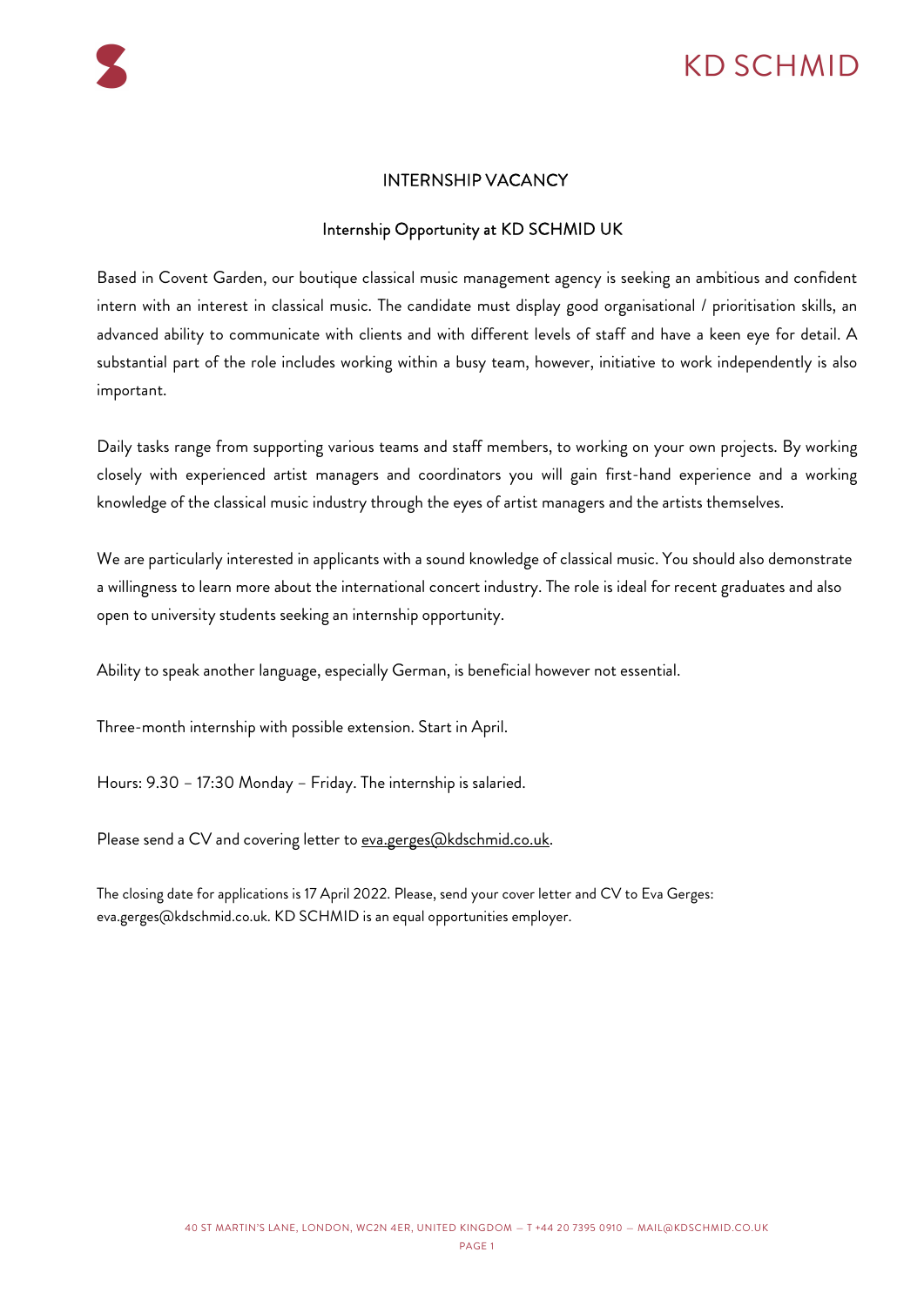# INTERNSHIP VACANCY

## Internship Opportunity at KD SCHMID UK

Based in Covent Garden, our boutique classical music management agency is seeking an ambitious and confident intern with an interest in classical music. The candidate must display good organisational / prioritisation skills, an advanced ability to communicate with clients and with different levels of staff and have a keen eye for detail. A substantial part of the role includes working within a busy team, however, initiative to work independently is also important.

Daily tasks range from supporting various teams and staff members, to working on your own projects. By working closely with experienced artist managers and coordinators you will gain first-hand experience and a working knowledge of the classical music industry through the eyes of artist managers and the artists themselves.

We are particularly interested in applicants with a sound knowledge of classical music. You should also demonstrate a willingness to learn more about the international concert industry. The role is ideal for recent graduates and also open to university students seeking an internship opportunity.

Ability to speak another language, especially German, is beneficial however not essential.

Three-month internship with possible extension. Start in April.

Hours: 9.30 – 17:30 Monday – Friday. The internship is salaried.

Please send a CV and covering letter to eva.gerges@kdschmid.co.uk.

The closing date for applications is 17 April 2022. Please, send your cover letter and CV to Eva Gerges: eva.gerges@kdschmid.co.uk. KD SCHMID is an equal opportunities employer.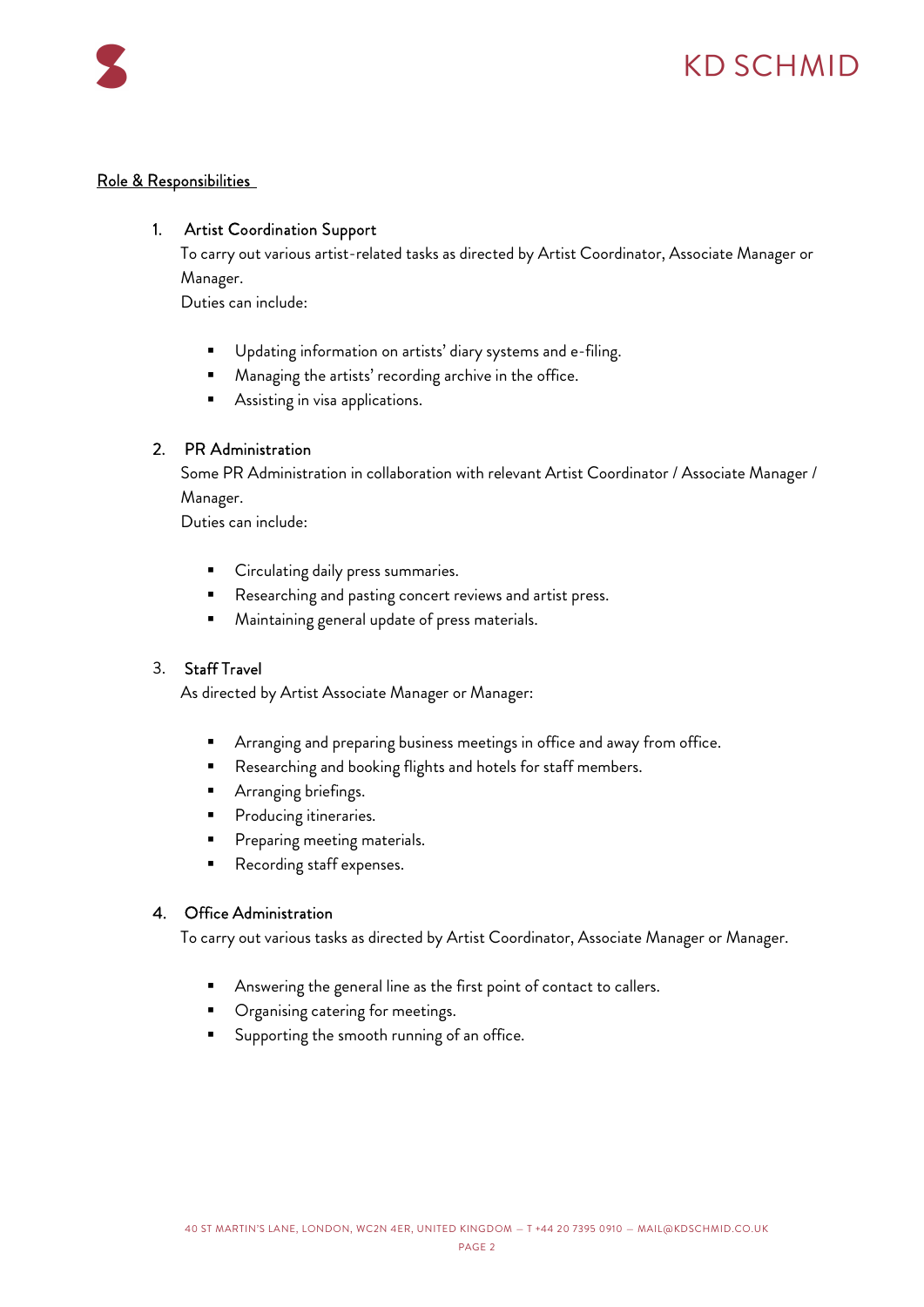## Role & Responsibilities

1. **Artist Coordination Support**

   To carry out various artist-related tasks as directed by Artist Coordinator, Associate Manager or Manager.

   Duties can include:

   - Updating information on artists' diary systems and e-filing.
   - Managing the artists' recording archive in the office.
   - Assisting in visa applications.

2. **PR Administration**

   Some PR Administration in collaboration with relevant Artist Coordinator / Associate Manager / Manager.

   Duties can include:

   - Circulating daily press summaries.
   - Researching and pasting concert reviews and artist press.
   - Maintaining general update of press materials.

3. **Staff Travel**

   As directed by Artist Associate Manager or Manager:

   - Arranging and preparing business meetings in office and away from office.
   - Researching and booking flights and hotels for staff members.
   - Arranging briefings.
   - Producing itineraries.
   - Preparing meeting materials.
   - Recording staff expenses.

4. **Office Administration**

   To carry out various tasks as directed by Artist Coordinator, Associate Manager or Manager.

   - Answering the general line as the first point of contact to callers.
   - Organising catering for meetings.
   - Supporting the smooth running of an office.